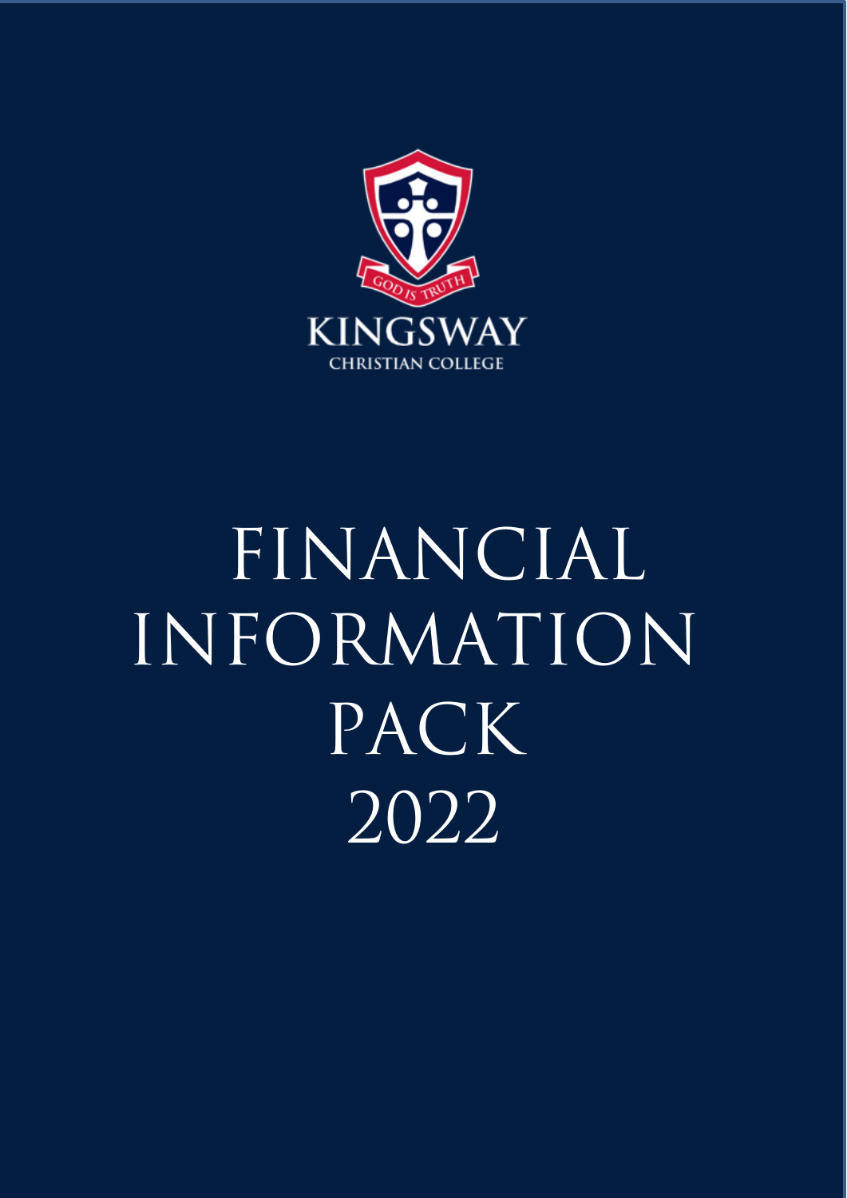GOD IS TRUTH

KINGSWAY

CHRISTIAN COLLEGE

# FINANCIAL INFORMATION PACK 2022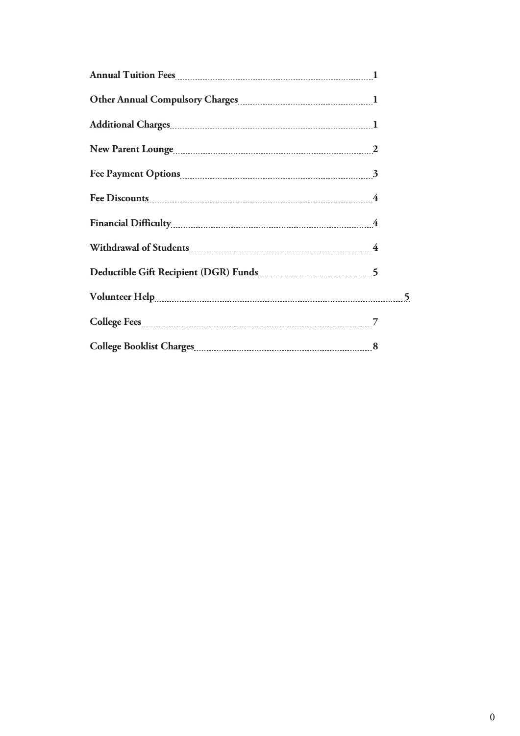| | |
|---|---|
| **Annual Tuition Fees** | **1** |
| **Other Annual Compulsory Charges** | **1** |
| **Additional Charges** | **1** |
| **New Parent Lounge** | **2** |
| **Fee Payment Options** | **3** |
| **Fee Discounts** | **4** |
| **Financial Difficulty** | **4** |
| **Withdrawal of Students** | **4** |
| **Deductible Gift Recipient (DGR) Funds** | **5** |
| **Volunteer Help** | **5** |
| **College Fees** | 7 |
| **College Booklist Charges** | **8** |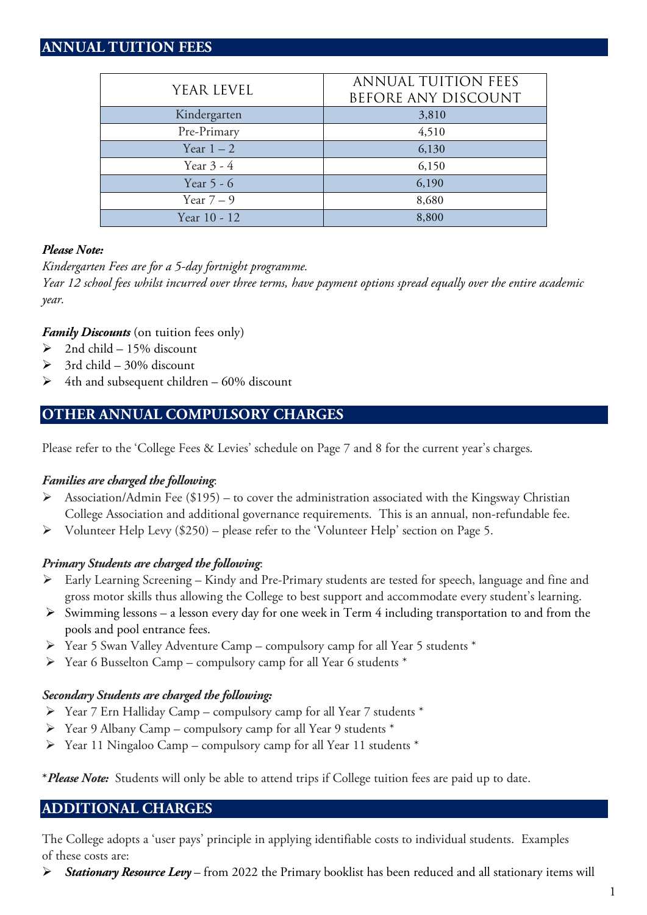## ANNUAL TUITION FEES

| YEAR LEVEL | ANNUAL TUITION FEES BEFORE ANY DISCOUNT |
|---|---|
| Kindergarten | 3,810 |
| Pre-Primary | 4,510 |
| Year 1 – 2 | 6,130 |
| Year 3 - 4 | 6,150 |
| Year 5 - 6 | 6,190 |
| Year 7 – 9 | 8,680 |
| Year 10 - 12 | 8,800 |

***Please Note:***
*Kindergarten Fees are for a 5-day fortnight programme.*
*Year 12 school fees whilst incurred over three terms, have payment options spread equally over the entire academic year.*

***Family Discounts*** (on tuition fees only)

- 2nd child – 15% discount
- 3rd child – 30% discount
- 4th and subsequent children – 60% discount

## OTHER ANNUAL COMPULSORY CHARGES

Please refer to the 'College Fees & Levies' schedule on Page 7 and 8 for the current year's charges.

***Families are charged the following*:**

- Association/Admin Fee ($195) – to cover the administration associated with the Kingsway Christian College Association and additional governance requirements. This is an annual, non-refundable fee.
- Volunteer Help Levy ($250) – please refer to the 'Volunteer Help' section on Page 5.

***Primary Students are charged the following*:**

- Early Learning Screening – Kindy and Pre-Primary students are tested for speech, language and fine and gross motor skills thus allowing the College to best support and accommodate every student's learning.
- Swimming lessons – a lesson every day for one week in Term 4 including transportation to and from the pools and pool entrance fees.
- Year 5 Swan Valley Adventure Camp – compulsory camp for all Year 5 students *
- Year 6 Busselton Camp – compulsory camp for all Year 6 students *

***Secondary Students are charged the following:***

- Year 7 Ern Halliday Camp – compulsory camp for all Year 7 students *
- Year 9 Albany Camp – compulsory camp for all Year 9 students *
- Year 11 Ningaloo Camp – compulsory camp for all Year 11 students *

**Please Note:* Students will only be able to attend trips if College tuition fees are paid up to date.

## ADDITIONAL CHARGES

The College adopts a 'user pays' principle in applying identifiable costs to individual students. Examples of these costs are:

- ***Stationary Resource Levy*** – from 2022 the Primary booklist has been reduced and all stationary items will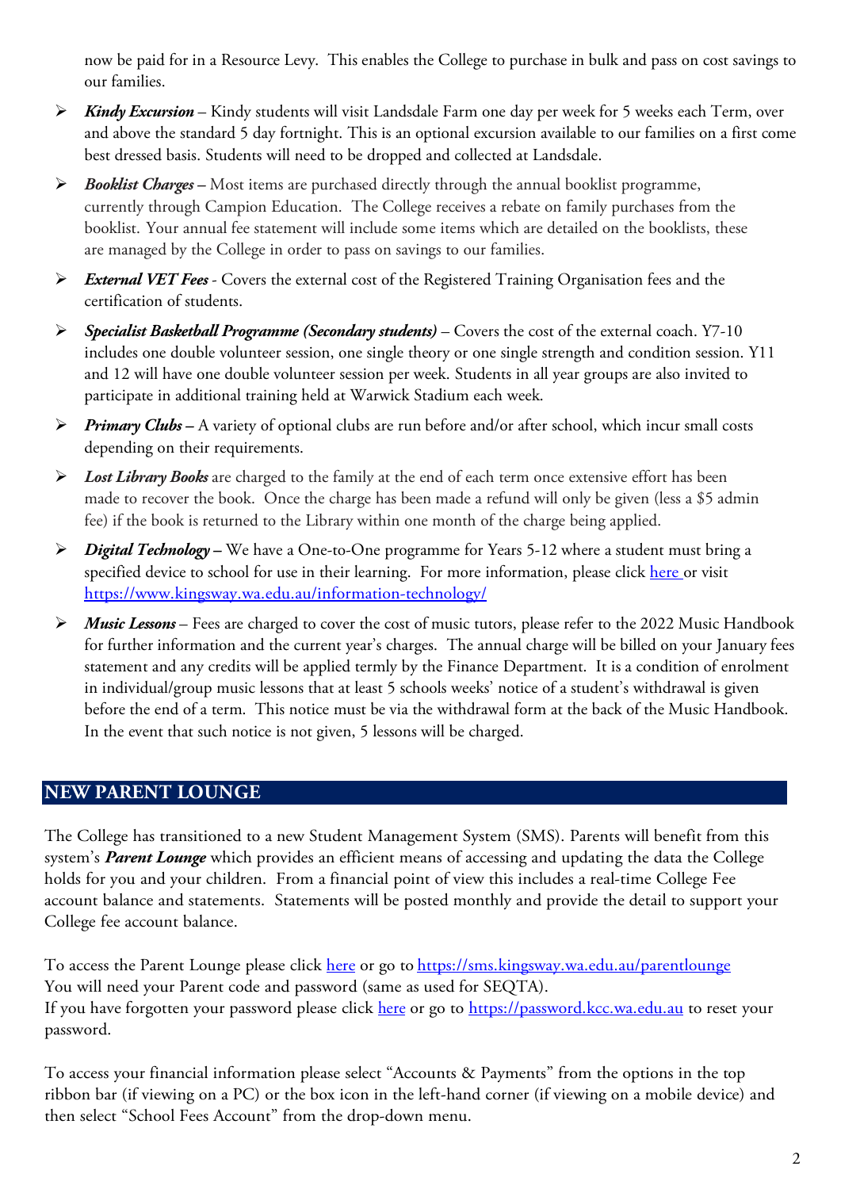now be paid for in a Resource Levy. This enables the College to purchase in bulk and pass on cost savings to our families.

- ***Kindy Excursion*** – Kindy students will visit Landsdale Farm one day per week for 5 weeks each Term, over and above the standard 5 day fortnight. This is an optional excursion available to our families on a first come best dressed basis. Students will need to be dropped and collected at Landsdale.
- ***Booklist Charges*** – Most items are purchased directly through the annual booklist programme, currently through Campion Education. The College receives a rebate on family purchases from the booklist. Your annual fee statement will include some items which are detailed on the booklists, these are managed by the College in order to pass on savings to our families.
- ***External VET Fees*** - Covers the external cost of the Registered Training Organisation fees and the certification of students.
- ***Specialist Basketball Programme (Secondary students)*** – Covers the cost of the external coach. Y7-10 includes one double volunteer session, one single theory or one single strength and condition session. Y11 and 12 will have one double volunteer session per week. Students in all year groups are also invited to participate in additional training held at Warwick Stadium each week.
- ***Primary Clubs*** – A variety of optional clubs are run before and/or after school, which incur small costs depending on their requirements.
- ***Lost Library Books*** are charged to the family at the end of each term once extensive effort has been made to recover the book. Once the charge has been made a refund will only be given (less a $5 admin fee) if the book is returned to the Library within one month of the charge being applied.
- ***Digital Technology*** – We have a One-to-One programme for Years 5-12 where a student must bring a specified device to school for use in their learning. For more information, please click here or visit https://www.kingsway.wa.edu.au/information-technology/
- ***Music Lessons*** – Fees are charged to cover the cost of music tutors, please refer to the 2022 Music Handbook for further information and the current year's charges. The annual charge will be billed on your January fees statement and any credits will be applied termly by the Finance Department. It is a condition of enrolment in individual/group music lessons that at least 5 schools weeks' notice of a student's withdrawal is given before the end of a term. This notice must be via the withdrawal form at the back of the Music Handbook. In the event that such notice is not given, 5 lessons will be charged.

## NEW PARENT LOUNGE

The College has transitioned to a new Student Management System (SMS). Parents will benefit from this system's ***Parent Lounge*** which provides an efficient means of accessing and updating the data the College holds for you and your children. From a financial point of view this includes a real-time College Fee account balance and statements. Statements will be posted monthly and provide the detail to support your College fee account balance.

To access the Parent Lounge please click here or go to https://sms.kingsway.wa.edu.au/parentlounge
You will need your Parent code and password (same as used for SEQTA).
If you have forgotten your password please click here or go to https://password.kcc.wa.edu.au to reset your password.

To access your financial information please select "Accounts & Payments" from the options in the top ribbon bar (if viewing on a PC) or the box icon in the left-hand corner (if viewing on a mobile device) and then select "School Fees Account" from the drop-down menu.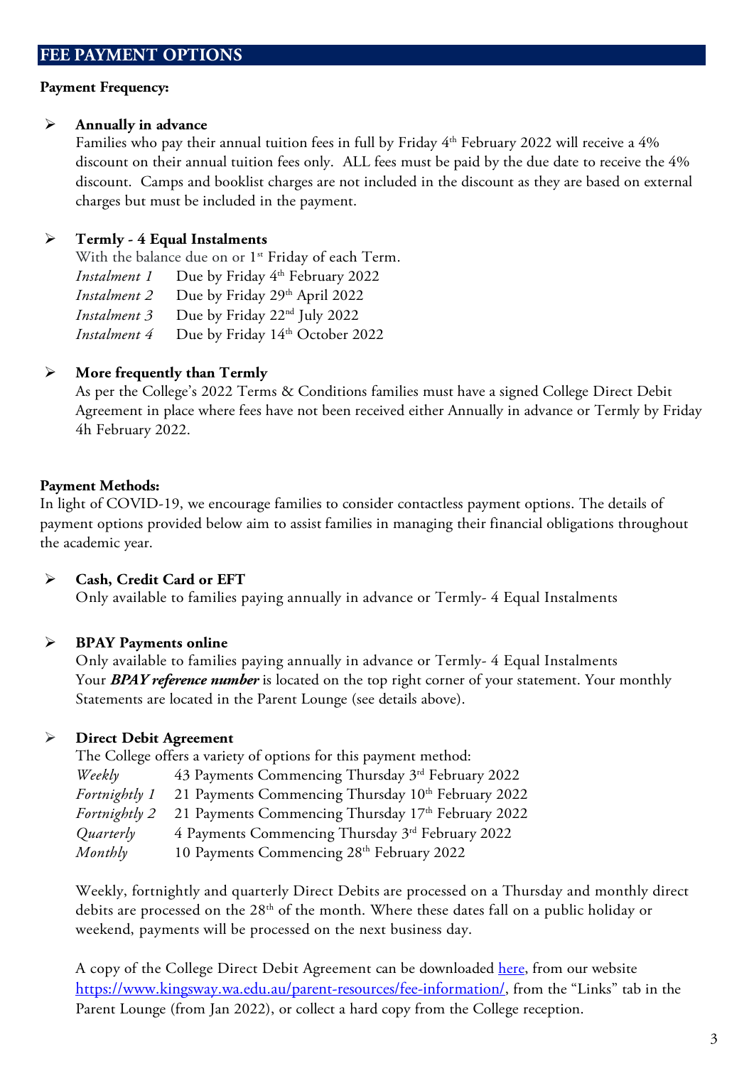## FEE PAYMENT OPTIONS

**Payment Frequency:**

- **Annually in advance**
  Families who pay their annual tuition fees in full by Friday 4th February 2022 will receive a 4% discount on their annual tuition fees only. ALL fees must be paid by the due date to receive the 4% discount. Camps and booklist charges are not included in the discount as they are based on external charges but must be included in the payment.

- **Termly - 4 Equal Instalments**
  With the balance due on or 1st Friday of each Term.

  | | |
  |---|---|
  | *Instalment 1* | Due by Friday 4th February 2022 |
  | *Instalment 2* | Due by Friday 29th April 2022 |
  | *Instalment 3* | Due by Friday 22nd July 2022 |
  | *Instalment 4* | Due by Friday 14th October 2022 |

- **More frequently than Termly**
  As per the College's 2022 Terms & Conditions families must have a signed College Direct Debit Agreement in place where fees have not been received either Annually in advance or Termly by Friday 4h February 2022.

**Payment Methods:**

In light of COVID-19, we encourage families to consider contactless payment options. The details of payment options provided below aim to assist families in managing their financial obligations throughout the academic year.

- **Cash, Credit Card or EFT**
  Only available to families paying annually in advance or Termly- 4 Equal Instalments

- **BPAY Payments online**
  Only available to families paying annually in advance or Termly- 4 Equal Instalments
  Your ***BPAY reference number*** is located on the top right corner of your statement. Your monthly Statements are located in the Parent Lounge (see details above).

- **Direct Debit Agreement**
  The College offers a variety of options for this payment method:

  | | |
  |---|---|
  | *Weekly* | 43 Payments Commencing Thursday 3rd February 2022 |
  | *Fortnightly 1* | 21 Payments Commencing Thursday 10th February 2022 |
  | *Fortnightly 2* | 21 Payments Commencing Thursday 17th February 2022 |
  | *Quarterly* | 4 Payments Commencing Thursday 3rd February 2022 |
  | *Monthly* | 10 Payments Commencing 28th February 2022 |

  Weekly, fortnightly and quarterly Direct Debits are processed on a Thursday and monthly direct debits are processed on the 28th of the month. Where these dates fall on a public holiday or weekend, payments will be processed on the next business day.

  A copy of the College Direct Debit Agreement can be downloaded here, from our website https://www.kingsway.wa.edu.au/parent-resources/fee-information/, from the "Links" tab in the Parent Lounge (from Jan 2022), or collect a hard copy from the College reception.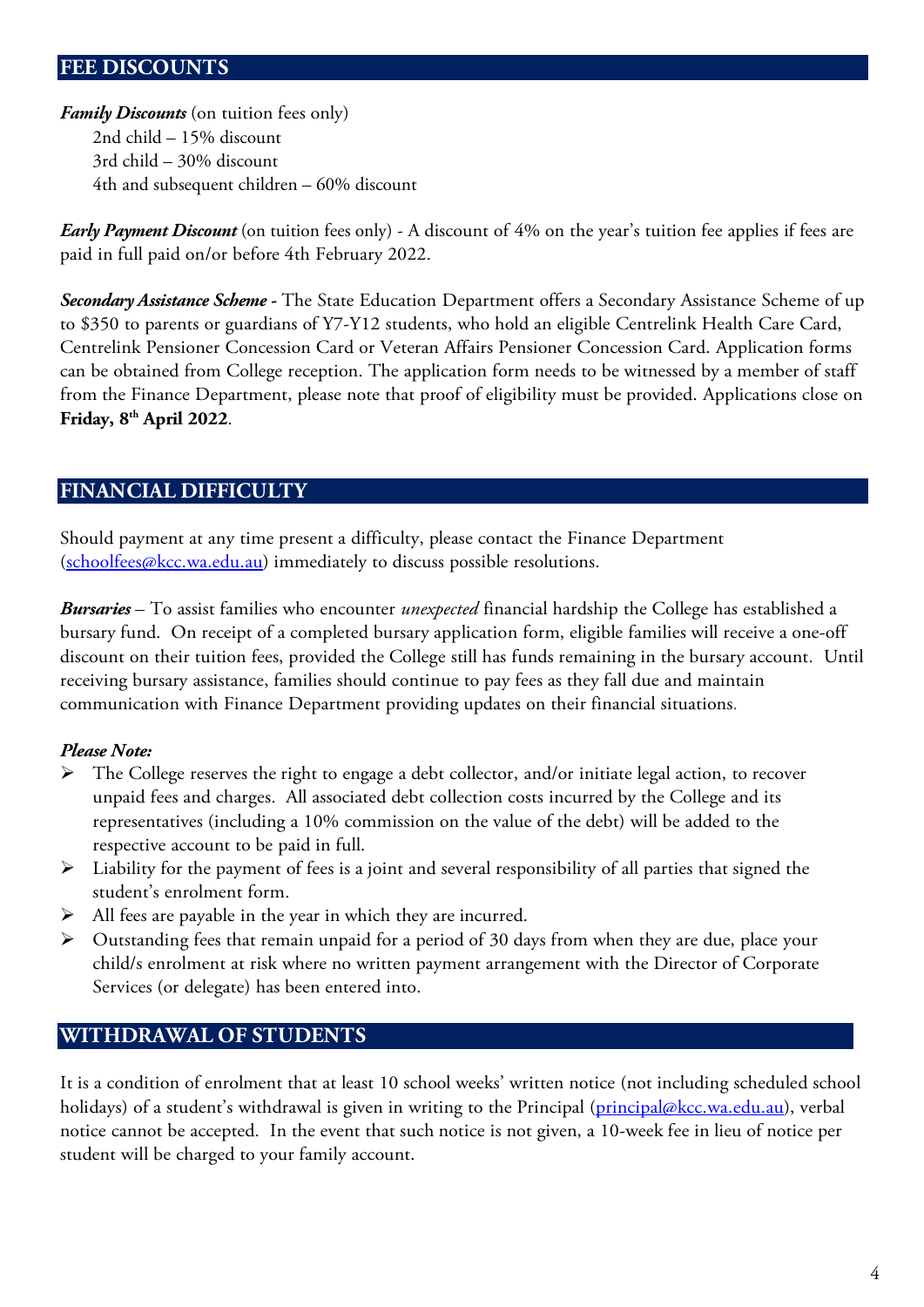## FEE DISCOUNTS

***Family Discounts*** (on tuition fees only)

2nd child – 15% discount
3rd child – 30% discount
4th and subsequent children – 60% discount

***Early Payment Discount*** (on tuition fees only) - A discount of 4% on the year's tuition fee applies if fees are paid in full paid on/or before 4th February 2022.

***Secondary Assistance Scheme -*** The State Education Department offers a Secondary Assistance Scheme of up to $350 to parents or guardians of Y7-Y12 students, who hold an eligible Centrelink Health Care Card, Centrelink Pensioner Concession Card or Veteran Affairs Pensioner Concession Card. Application forms can be obtained from College reception. The application form needs to be witnessed by a member of staff from the Finance Department, please note that proof of eligibility must be provided. Applications close on **Friday, 8th April 2022**.

## FINANCIAL DIFFICULTY

Should payment at any time present a difficulty, please contact the Finance Department (schoolfees@kcc.wa.edu.au) immediately to discuss possible resolutions.

***Bursaries*** – To assist families who encounter *unexpected* financial hardship the College has established a bursary fund. On receipt of a completed bursary application form, eligible families will receive a one-off discount on their tuition fees, provided the College still has funds remaining in the bursary account. Until receiving bursary assistance, families should continue to pay fees as they fall due and maintain communication with Finance Department providing updates on their financial situations.

***Please Note:***

- The College reserves the right to engage a debt collector, and/or initiate legal action, to recover unpaid fees and charges. All associated debt collection costs incurred by the College and its representatives (including a 10% commission on the value of the debt) will be added to the respective account to be paid in full.
- Liability for the payment of fees is a joint and several responsibility of all parties that signed the student's enrolment form.
- All fees are payable in the year in which they are incurred.
- Outstanding fees that remain unpaid for a period of 30 days from when they are due, place your child/s enrolment at risk where no written payment arrangement with the Director of Corporate Services (or delegate) has been entered into.

## WITHDRAWAL OF STUDENTS

It is a condition of enrolment that at least 10 school weeks' written notice (not including scheduled school holidays) of a student's withdrawal is given in writing to the Principal (principal@kcc.wa.edu.au), verbal notice cannot be accepted. In the event that such notice is not given, a 10-week fee in lieu of notice per student will be charged to your family account.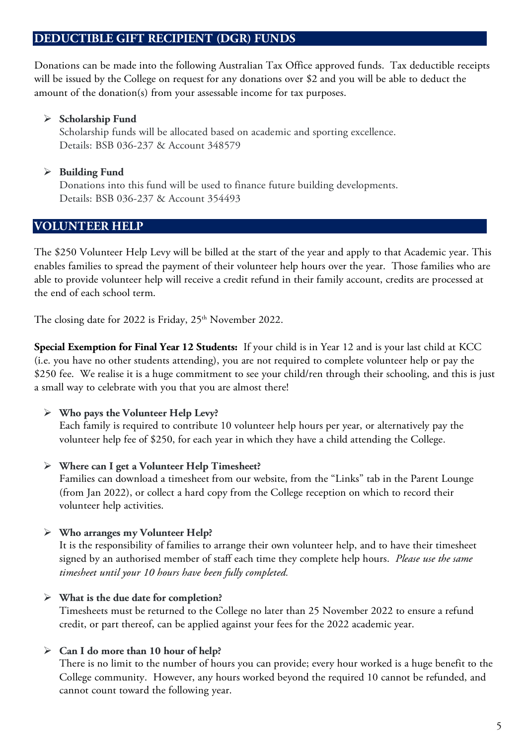## DEDUCTIBLE GIFT RECIPIENT (DGR) FUNDS

Donations can be made into the following Australian Tax Office approved funds. Tax deductible receipts will be issued by the College on request for any donations over $2 and you will be able to deduct the amount of the donation(s) from your assessable income for tax purposes.

- **Scholarship Fund**
  Scholarship funds will be allocated based on academic and sporting excellence.
  Details: BSB 036-237 & Account 348579

- **Building Fund**
  Donations into this fund will be used to finance future building developments.
  Details: BSB 036-237 & Account 354493

## VOLUNTEER HELP

The $250 Volunteer Help Levy will be billed at the start of the year and apply to that Academic year. This enables families to spread the payment of their volunteer help hours over the year. Those families who are able to provide volunteer help will receive a credit refund in their family account, credits are processed at the end of each school term.

The closing date for 2022 is Friday, 25th November 2022.

**Special Exemption for Final Year 12 Students:** If your child is in Year 12 and is your last child at KCC (i.e. you have no other students attending), you are not required to complete volunteer help or pay the $250 fee. We realise it is a huge commitment to see your child/ren through their schooling, and this is just a small way to celebrate with you that you are almost there!

- **Who pays the Volunteer Help Levy?**
  Each family is required to contribute 10 volunteer help hours per year, or alternatively pay the volunteer help fee of $250, for each year in which they have a child attending the College.

- **Where can I get a Volunteer Help Timesheet?**
  Families can download a timesheet from our website, from the "Links" tab in the Parent Lounge (from Jan 2022), or collect a hard copy from the College reception on which to record their volunteer help activities.

- **Who arranges my Volunteer Help?**
  It is the responsibility of families to arrange their own volunteer help, and to have their timesheet signed by an authorised member of staff each time they complete help hours. *Please use the same timesheet until your 10 hours have been fully completed.*

- **What is the due date for completion?**
  Timesheets must be returned to the College no later than 25 November 2022 to ensure a refund credit, or part thereof, can be applied against your fees for the 2022 academic year.

- **Can I do more than 10 hour of help?**
  There is no limit to the number of hours you can provide; every hour worked is a huge benefit to the College community. However, any hours worked beyond the required 10 cannot be refunded, and cannot count toward the following year.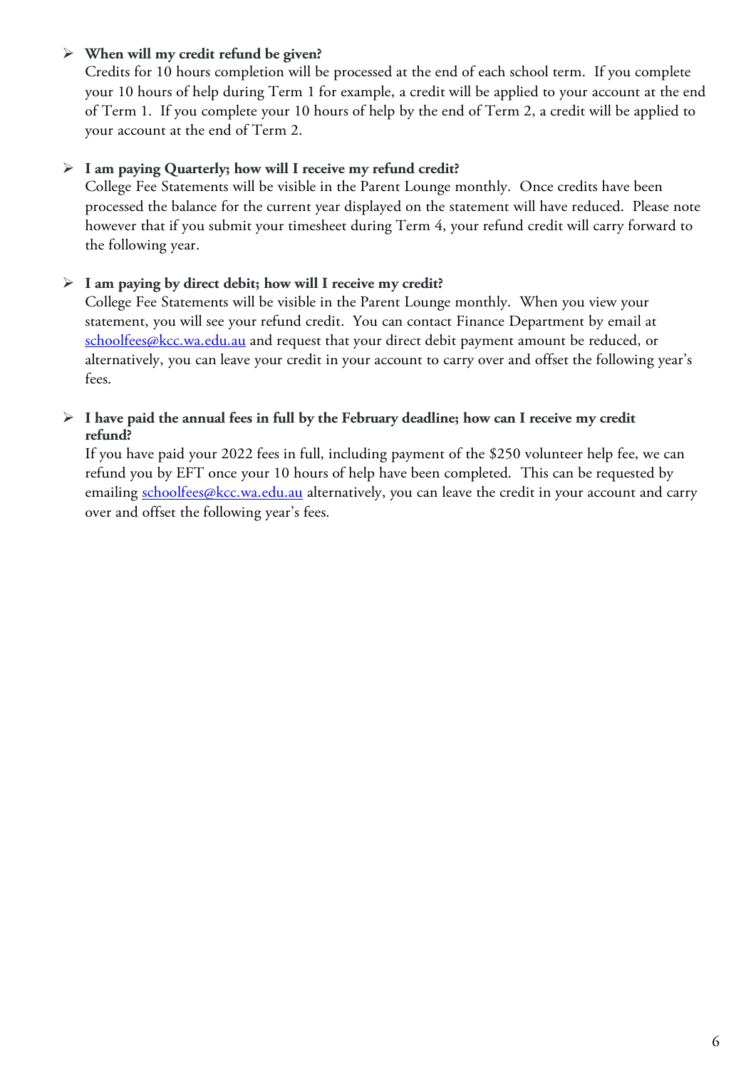- **When will my credit refund be given?**
  Credits for 10 hours completion will be processed at the end of each school term. If you complete your 10 hours of help during Term 1 for example, a credit will be applied to your account at the end of Term 1. If you complete your 10 hours of help by the end of Term 2, a credit will be applied to your account at the end of Term 2.

- **I am paying Quarterly; how will I receive my refund credit?**
  College Fee Statements will be visible in the Parent Lounge monthly. Once credits have been processed the balance for the current year displayed on the statement will have reduced. Please note however that if you submit your timesheet during Term 4, your refund credit will carry forward to the following year.

- **I am paying by direct debit; how will I receive my credit?**
  College Fee Statements will be visible in the Parent Lounge monthly. When you view your statement, you will see your refund credit. You can contact Finance Department by email at schoolfees@kcc.wa.edu.au and request that your direct debit payment amount be reduced, or alternatively, you can leave your credit in your account to carry over and offset the following year's fees.

- **I have paid the annual fees in full by the February deadline; how can I receive my credit refund?**
  If you have paid your 2022 fees in full, including payment of the $250 volunteer help fee, we can refund you by EFT once your 10 hours of help have been completed. This can be requested by emailing schoolfees@kcc.wa.edu.au alternatively, you can leave the credit in your account and carry over and offset the following year's fees.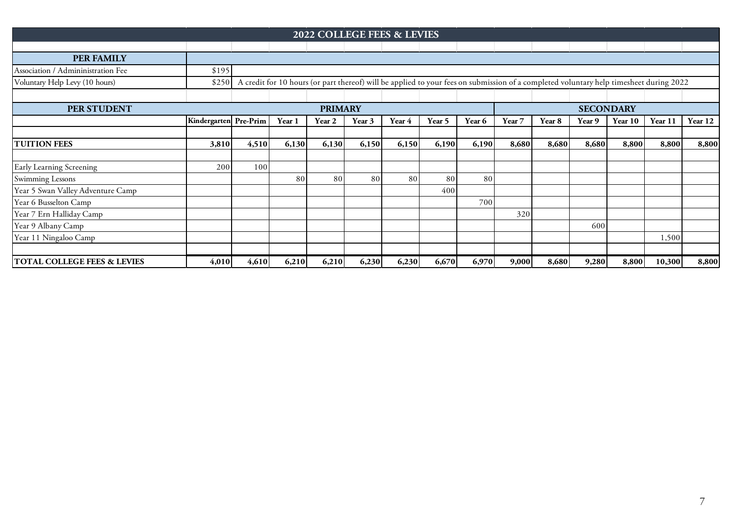## 2022 COLLEGE FEES & LEVIES

| PER FAMILY | | |
|---|---|---|
| Association / Admininistration Fee | $195 | |
| Voluntary Help Levy (10 hours) | $250 | A credit for 10 hours (or part thereof) will be applied to your fees on submission of a completed voluntary help timesheet during 2022 |

| PER STUDENT | PRIMARY | | | | | | | | SECONDARY | | | | | |
|---|---|---|---|---|---|---|---|---|---|---|---|---|---|---|
| | Kindergarten | Pre-Prim | Year 1 | Year 2 | Year 3 | Year 4 | Year 5 | Year 6 | Year 7 | Year 8 | Year 9 | Year 10 | Year 11 | Year 12 |
| **TUITION FEES** | **3,810** | **4,510** | **6,130** | **6,130** | **6,150** | **6,150** | **6,190** | **6,190** | **8,680** | **8,680** | **8,680** | **8,800** | **8,800** | **8,800** |
| Early Learning Screening | 200 | 100 | | | | | | | | | | | | |
| Swimming Lessons | | | 80 | 80 | 80 | 80 | 80 | 80 | | | | | | |
| Year 5 Swan Valley Adventure Camp | | | | | | | 400 | | | | | | | |
| Year 6 Busselton Camp | | | | | | | | 700 | | | | | | |
| Year 7 Ern Halliday Camp | | | | | | | | | 320 | | | | | |
| Year 9 Albany Camp | | | | | | | | | | | 600 | | | |
| Year 11 Ningaloo Camp | | | | | | | | | | | | | 1,500 | |
| **TOTAL COLLEGE FEES & LEVIES** | **4,010** | **4,610** | **6,210** | **6,210** | **6,230** | **6,230** | **6,670** | **6,970** | **9,000** | **8,680** | **9,280** | **8,800** | **10,300** | **8,800** |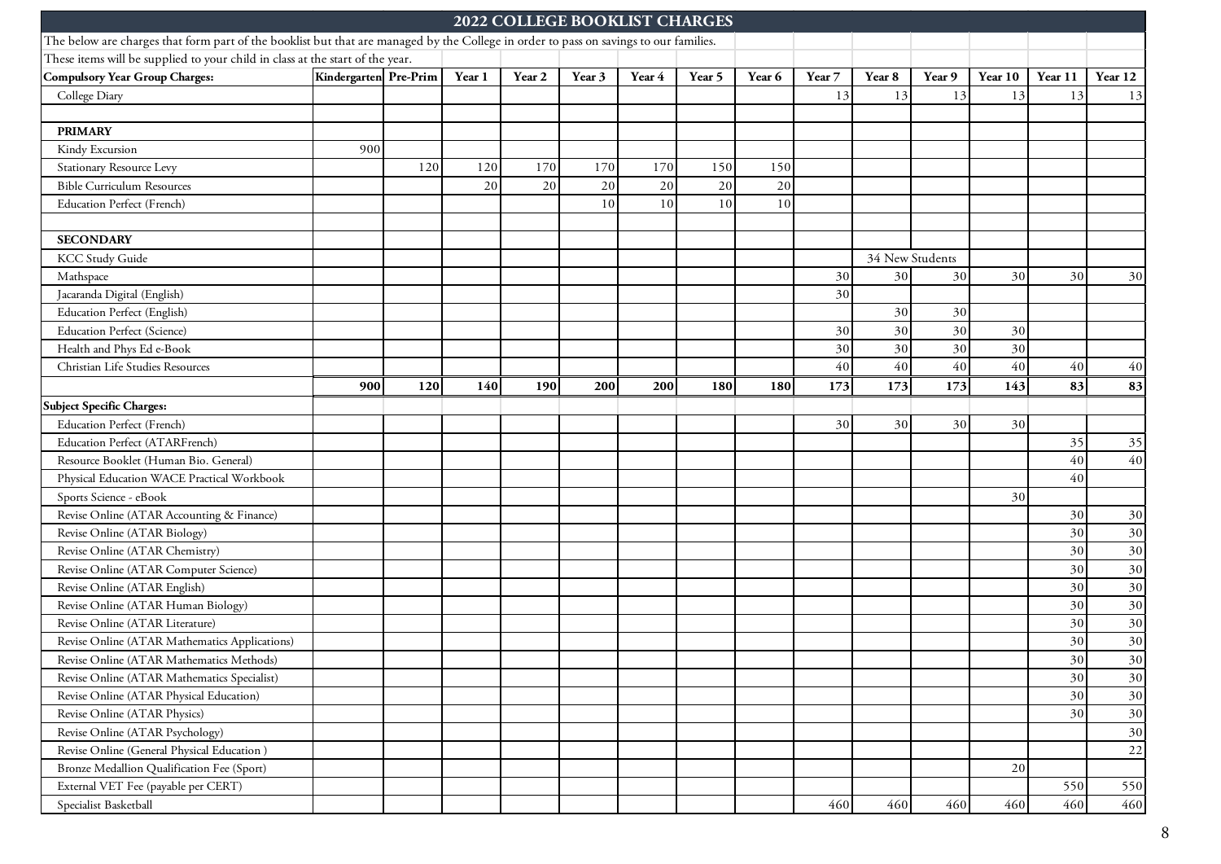# 2022 COLLEGE BOOKLIST CHARGES

The below are charges that form part of the booklist but that are managed by the College in order to pass on savings to our families.

These items will be supplied to your child in class at the start of the year.

| Compulsory Year Group Charges: | Kindergarten | Pre-Prim | Year 1 | Year 2 | Year 3 | Year 4 | Year 5 | Year 6 | Year 7 | Year 8 | Year 9 | Year 10 | Year 11 | Year 12 |
|---|---|---|---|---|---|---|---|---|---|---|---|---|---|---|
| College Diary | | | | | | | | | 13 | 13 | 13 | 13 | 13 | 13 |
| | | | | | | | | | | | | | | |
| **PRIMARY** | | | | | | | | | | | | | | |
| Kindy Excursion | 900 | | | | | | | | | | | | | |
| Stationary Resource Levy | | 120 | 120 | 170 | 170 | 170 | 150 | 150 | | | | | | |
| Bible Curriculum Resources | | | 20 | 20 | 20 | 20 | 20 | 20 | | | | | | |
| Education Perfect (French) | | | | | 10 | 10 | 10 | 10 | | | | | | |
| | | | | | | | | | | | | | | |
| **SECONDARY** | | | | | | | | | | | | | | |
| KCC Study Guide | | | | | | | | | | 34 New Students | | | | |
| Mathspace | | | | | | | | | 30 | 30 | 30 | 30 | 30 | 30 |
| Jacaranda Digital (English) | | | | | | | | | 30 | | | | | |
| Education Perfect (English) | | | | | | | | | | 30 | 30 | | | |
| Education Perfect (Science) | | | | | | | | | 30 | 30 | 30 | 30 | | |
| Health and Phys Ed e-Book | | | | | | | | | 30 | 30 | 30 | 30 | | |
| Christian Life Studies Resources | | | | | | | | | 40 | 40 | 40 | 40 | 40 | 40 |
| | **900** | **120** | **140** | **190** | **200** | **200** | **180** | **180** | **173** | **173** | **173** | **143** | **83** | **83** |
| **Subject Specific Charges:** | | | | | | | | | | | | | | |
| Education Perfect (French) | | | | | | | | | 30 | 30 | 30 | 30 | | |
| Education Perfect (ATARFrench) | | | | | | | | | | | | | 35 | 35 |
| Resource Booklet (Human Bio. General) | | | | | | | | | | | | | 40 | 40 |
| Physical Education WACE Practical Workbook | | | | | | | | | | | | | 40 | |
| Sports Science - eBook | | | | | | | | | | | | 30 | | |
| Revise Online (ATAR Accounting & Finance) | | | | | | | | | | | | | 30 | 30 |
| Revise Online (ATAR Biology) | | | | | | | | | | | | | 30 | 30 |
| Revise Online (ATAR Chemistry) | | | | | | | | | | | | | 30 | 30 |
| Revise Online (ATAR Computer Science) | | | | | | | | | | | | | 30 | 30 |
| Revise Online (ATAR English) | | | | | | | | | | | | | 30 | 30 |
| Revise Online (ATAR Human Biology) | | | | | | | | | | | | | 30 | 30 |
| Revise Online (ATAR Literature) | | | | | | | | | | | | | 30 | 30 |
| Revise Online (ATAR Mathematics Applications) | | | | | | | | | | | | | 30 | 30 |
| Revise Online (ATAR Mathematics Methods) | | | | | | | | | | | | | 30 | 30 |
| Revise Online (ATAR Mathematics Specialist) | | | | | | | | | | | | | 30 | 30 |
| Revise Online (ATAR Physical Education) | | | | | | | | | | | | | 30 | 30 |
| Revise Online (ATAR Physics) | | | | | | | | | | | | | 30 | 30 |
| Revise Online (ATAR Psychology) | | | | | | | | | | | | | | 30 |
| Revise Online (General Physical Education ) | | | | | | | | | | | | | | 22 |
| Bronze Medallion Qualification Fee (Sport) | | | | | | | | | | | | 20 | | |
| External VET Fee (payable per CERT) | | | | | | | | | | | | | 550 | 550 |
| Specialist Basketball | | | | | | | | | 460 | 460 | 460 | 460 | 460 | 460 |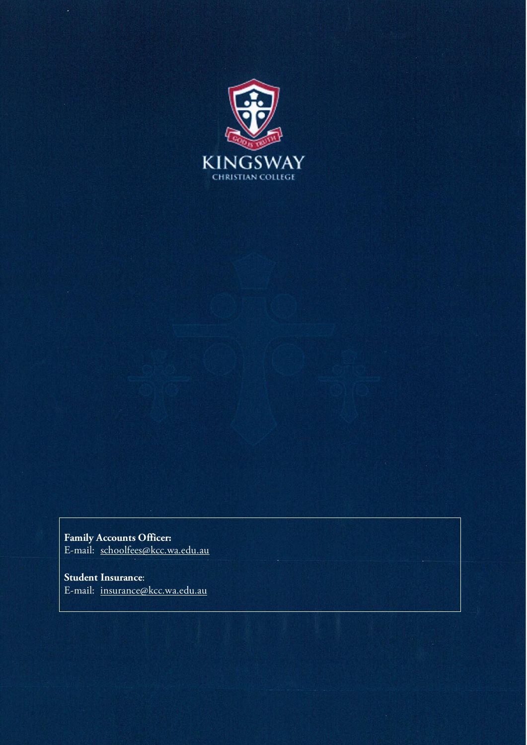GOD IS TRUTH

KINGSWAY
CHRISTIAN COLLEGE

**Family Accounts Officer:**
E-mail: schoolfees@kcc.wa.edu.au

**Student Insurance**:
E-mail: insurance@kcc.wa.edu.au